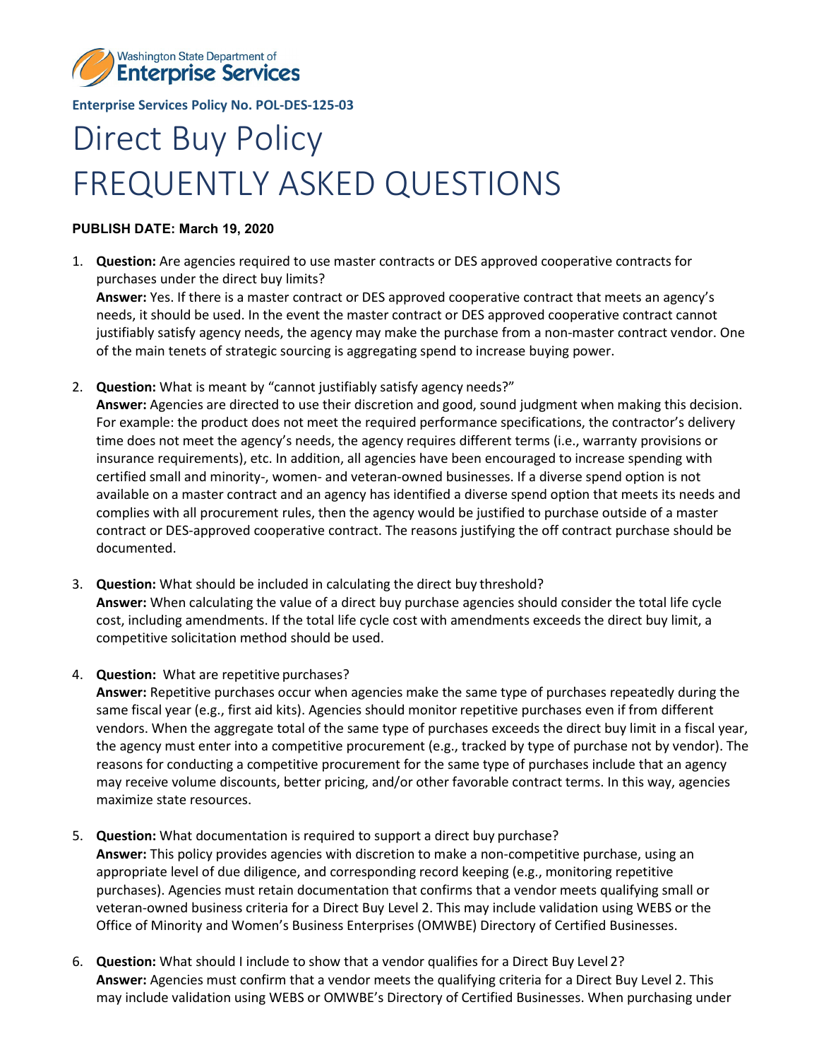Washington State Department of Enterprise Services

**Enterprise Services Policy No. POL-DES-125-03**

# Direct Buy Policy
# FREQUENTLY ASKED QUESTIONS

**PUBLISH DATE: March 19, 2020**

1. **Question:** Are agencies required to use master contracts or DES approved cooperative contracts for purchases under the direct buy limits?
   **Answer:** Yes. If there is a master contract or DES approved cooperative contract that meets an agency's needs, it should be used. In the event the master contract or DES approved cooperative contract cannot justifiably satisfy agency needs, the agency may make the purchase from a non-master contract vendor. One of the main tenets of strategic sourcing is aggregating spend to increase buying power.

2. **Question:** What is meant by "cannot justifiably satisfy agency needs?"
   **Answer:** Agencies are directed to use their discretion and good, sound judgment when making this decision. For example: the product does not meet the required performance specifications, the contractor's delivery time does not meet the agency's needs, the agency requires different terms (i.e., warranty provisions or insurance requirements), etc. In addition, all agencies have been encouraged to increase spending with certified small and minority-, women- and veteran-owned businesses. If a diverse spend option is not available on a master contract and an agency has identified a diverse spend option that meets its needs and complies with all procurement rules, then the agency would be justified to purchase outside of a master contract or DES-approved cooperative contract. The reasons justifying the off contract purchase should be documented.

3. **Question:** What should be included in calculating the direct buy threshold?
   **Answer:** When calculating the value of a direct buy purchase agencies should consider the total life cycle cost, including amendments. If the total life cycle cost with amendments exceeds the direct buy limit, a competitive solicitation method should be used.

4. **Question:** What are repetitive purchases?
   **Answer:** Repetitive purchases occur when agencies make the same type of purchases repeatedly during the same fiscal year (e.g., first aid kits). Agencies should monitor repetitive purchases even if from different vendors. When the aggregate total of the same type of purchases exceeds the direct buy limit in a fiscal year, the agency must enter into a competitive procurement (e.g., tracked by type of purchase not by vendor). The reasons for conducting a competitive procurement for the same type of purchases include that an agency may receive volume discounts, better pricing, and/or other favorable contract terms. In this way, agencies maximize state resources.

5. **Question:** What documentation is required to support a direct buy purchase?
   **Answer:** This policy provides agencies with discretion to make a non-competitive purchase, using an appropriate level of due diligence, and corresponding record keeping (e.g., monitoring repetitive purchases). Agencies must retain documentation that confirms that a vendor meets qualifying small or veteran-owned business criteria for a Direct Buy Level 2. This may include validation using WEBS or the Office of Minority and Women's Business Enterprises (OMWBE) Directory of Certified Businesses.

6. **Question:** What should I include to show that a vendor qualifies for a Direct Buy Level 2?
   **Answer:** Agencies must confirm that a vendor meets the qualifying criteria for a Direct Buy Level 2. This may include validation using WEBS or OMWBE's Directory of Certified Businesses. When purchasing under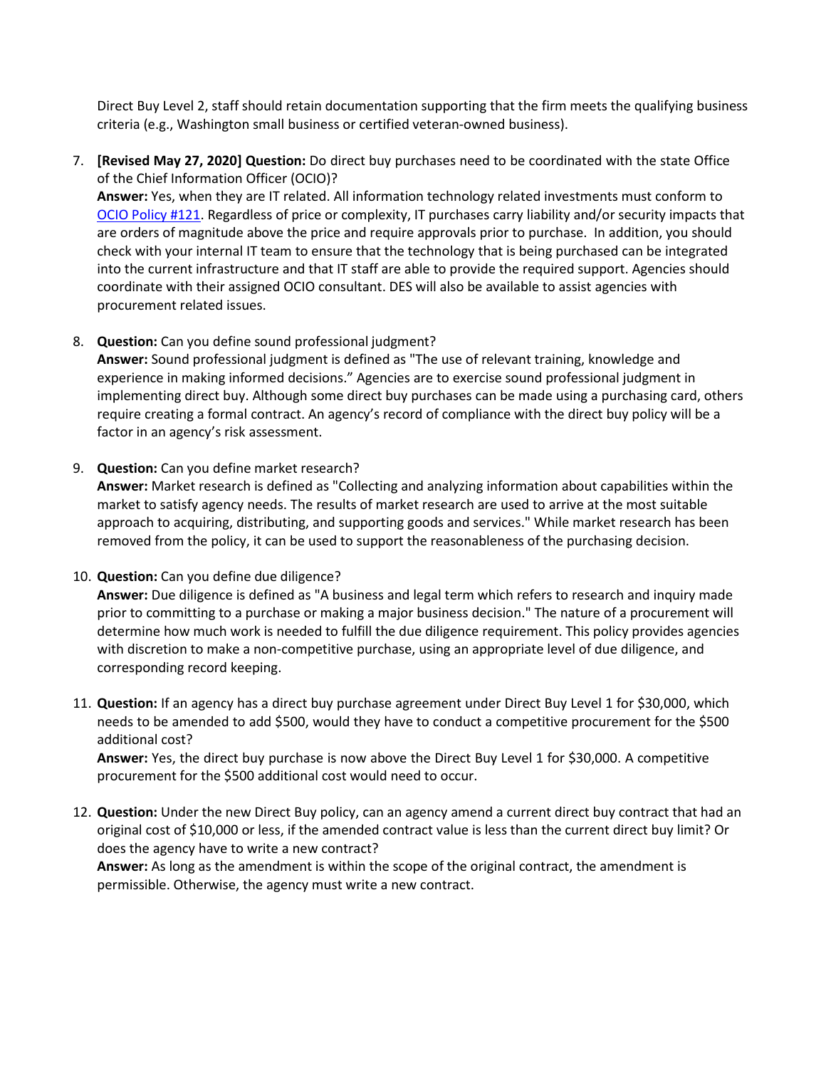Direct Buy Level 2, staff should retain documentation supporting that the firm meets the qualifying business criteria (e.g., Washington small business or certified veteran-owned business).

7. **[Revised May 27, 2020] Question:** Do direct buy purchases need to be coordinated with the state Office of the Chief Information Officer (OCIO)?
   **Answer:** Yes, when they are IT related. All information technology related investments must conform to [OCIO Policy #121](). Regardless of price or complexity, IT purchases carry liability and/or security impacts that are orders of magnitude above the price and require approvals prior to purchase. In addition, you should check with your internal IT team to ensure that the technology that is being purchased can be integrated into the current infrastructure and that IT staff are able to provide the required support. Agencies should coordinate with their assigned OCIO consultant. DES will also be available to assist agencies with procurement related issues.

8. **Question:** Can you define sound professional judgment?
   **Answer:** Sound professional judgment is defined as "The use of relevant training, knowledge and experience in making informed decisions." Agencies are to exercise sound professional judgment in implementing direct buy. Although some direct buy purchases can be made using a purchasing card, others require creating a formal contract. An agency's record of compliance with the direct buy policy will be a factor in an agency's risk assessment.

9. **Question:** Can you define market research?
   **Answer:** Market research is defined as "Collecting and analyzing information about capabilities within the market to satisfy agency needs. The results of market research are used to arrive at the most suitable approach to acquiring, distributing, and supporting goods and services." While market research has been removed from the policy, it can be used to support the reasonableness of the purchasing decision.

10. **Question:** Can you define due diligence?
    **Answer:** Due diligence is defined as "A business and legal term which refers to research and inquiry made prior to committing to a purchase or making a major business decision." The nature of a procurement will determine how much work is needed to fulfill the due diligence requirement. This policy provides agencies with discretion to make a non-competitive purchase, using an appropriate level of due diligence, and corresponding record keeping.

11. **Question:** If an agency has a direct buy purchase agreement under Direct Buy Level 1 for $30,000, which needs to be amended to add $500, would they have to conduct a competitive procurement for the $500 additional cost?
    **Answer:** Yes, the direct buy purchase is now above the Direct Buy Level 1 for $30,000. A competitive procurement for the $500 additional cost would need to occur.

12. **Question:** Under the new Direct Buy policy, can an agency amend a current direct buy contract that had an original cost of $10,000 or less, if the amended contract value is less than the current direct buy limit? Or does the agency have to write a new contract?
    **Answer:** As long as the amendment is within the scope of the original contract, the amendment is permissible. Otherwise, the agency must write a new contract.